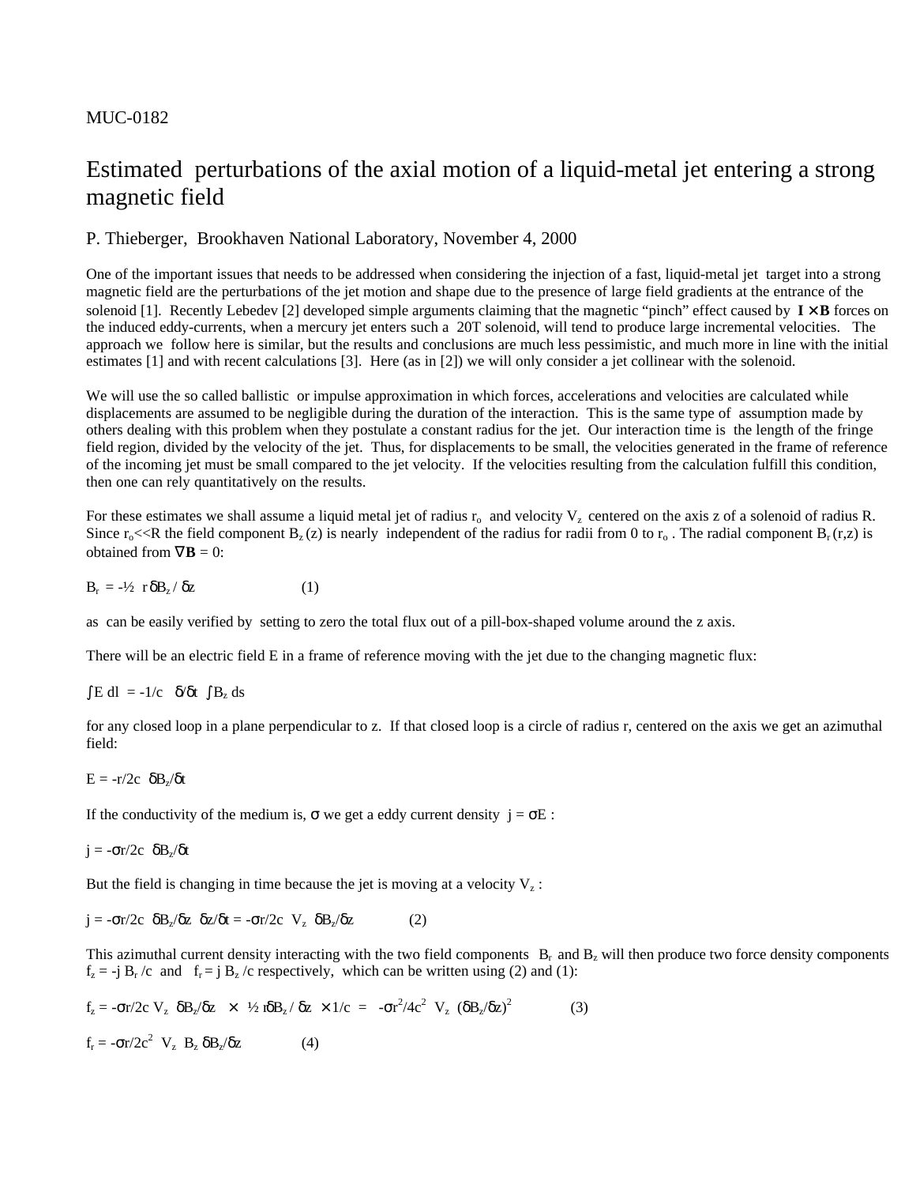MUC-0182

# Estimated perturbations of the axial motion of a liquid-metal jet entering a strong magnetic field

P. Thieberger, Brookhaven National Laboratory, November 4, 2000

One of the important issues that needs to be addressed when considering the injection of a fast, liquid-metal jet target into a strong magnetic field are the perturbations of the jet motion and shape due to the presence of large field gradients at the entrance of the solenoid [1]. Recently Lebedev [2] developed simple arguments claiming that the magnetic "pinch" effect caused by $\mathbf{I} \times \mathbf{B}$ forces on the induced eddy-currents, when a mercury jet enters such a 20T solenoid, will tend to produce large incremental velocities. The approach we follow here is similar, but the results and conclusions are much less pessimistic, and much more in line with the initial estimates [1] and with recent calculations [3]. Here (as in [2]) we will only consider a jet collinear with the solenoid.

We will use the so called ballistic or impulse approximation in which forces, accelerations and velocities are calculated while displacements are assumed to be negligible during the duration of the interaction. This is the same type of assumption made by others dealing with this problem when they postulate a constant radius for the jet. Our interaction time is the length of the fringe field region, divided by the velocity of the jet. Thus, for displacements to be small, the velocities generated in the frame of reference of the incoming jet must be small compared to the jet velocity. If the velocities resulting from the calculation fulfill this condition, then one can rely quantitatively on the results.

For these estimates we shall assume a liquid metal jet of radius $r_o$ and velocity $V_z$ centered on the axis z of a solenoid of radius R. Since $r_o$<<R the field component $B_z(z)$ is nearly independent of the radius for radii from 0 to $r_o$. The radial component $B_r(r,z)$ is obtained from $\nabla \mathbf{B} = 0$:

$$B_r = -\tfrac{1}{2}\ r\,\delta B_z / \delta z \qquad (1)$$

as can be easily verified by setting to zero the total flux out of a pill-box-shaped volume around the z axis.

There will be an electric field E in a frame of reference moving with the jet due to the changing magnetic flux:

$$\int E\, dl = -1/c \quad \delta/\delta t \ \int B_z\, ds$$

for any closed loop in a plane perpendicular to z. If that closed loop is a circle of radius r, centered on the axis we get an azimuthal field:

$$E = -r/2c \ \ \delta B_z/\delta t$$

If the conductivity of the medium is, $\sigma$ we get a eddy current density $j = \sigma E$ :

$$j = -\sigma r/2c \ \ \delta B_z/\delta t$$

But the field is changing in time because the jet is moving at a velocity $V_z$ :

$$j = -\sigma r/2c \ \ \delta B_z/\delta z \ \ \delta z/\delta t = -\sigma r/2c \ \ V_z \ \ \delta B_z/\delta z \qquad (2)$$

This azimuthal current density interacting with the two field components $B_r$ and $B_z$ will then produce two force density components $f_z = -j\, B_r /c$ and $f_r = j\, B_z /c$ respectively, which can be written using (2) and (1):

$$f_z = -\sigma r/2c\ V_z \ \ \delta B_z/\delta z \ \times\ \tfrac{1}{2}\, r\delta B_z / \delta z \ \times 1/c \ = \ -\sigma r^2/4c^2 \ \ V_z \ \ (\delta B_z/\delta z)^2 \qquad (3)$$

$$f_r = -\sigma r/2c^2 \ \ V_z \ \ B_z\, \delta B_z/\delta z \qquad (4)$$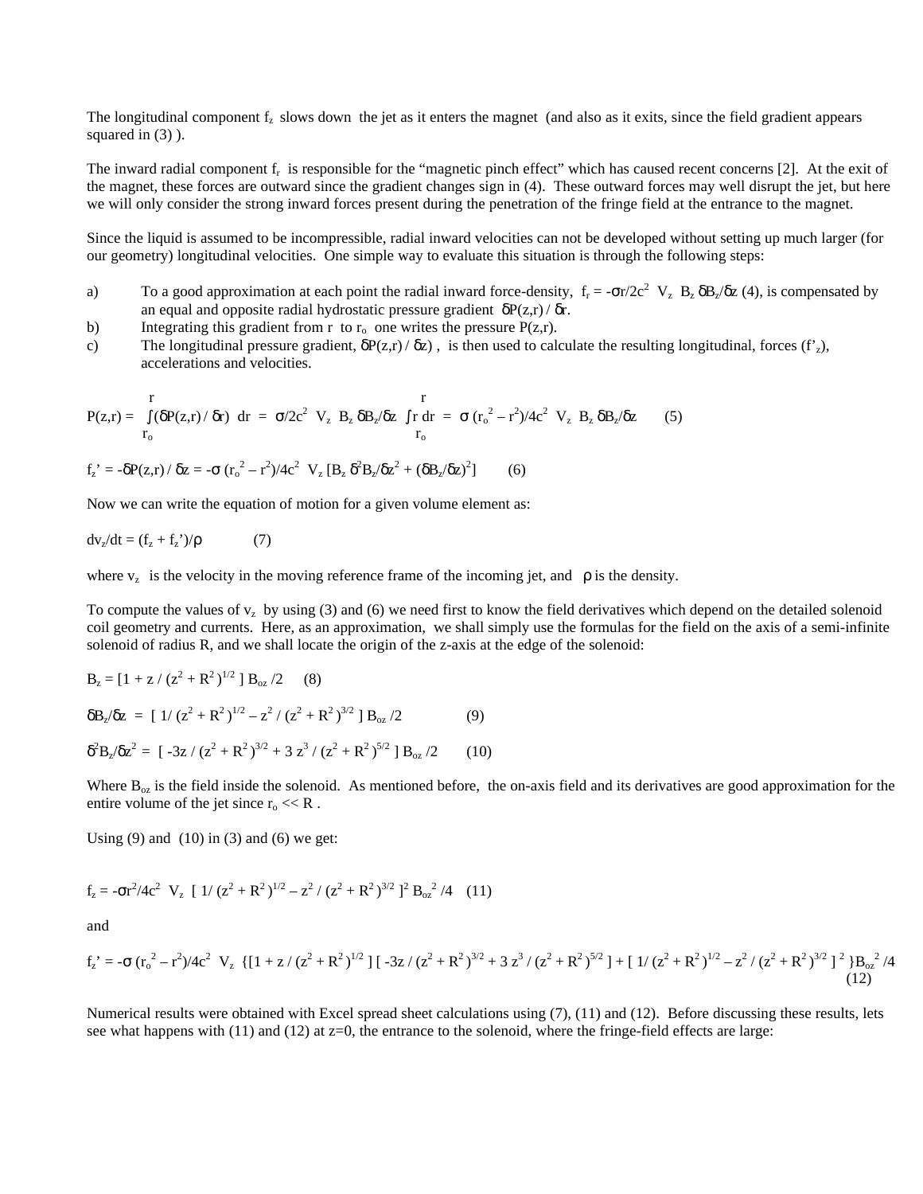The longitudinal component $f_z$ slows down the jet as it enters the magnet (and also as it exits, since the field gradient appears squared in (3) ).

The inward radial component $f_r$ is responsible for the "magnetic pinch effect" which has caused recent concerns [2]. At the exit of the magnet, these forces are outward since the gradient changes sign in (4). These outward forces may well disrupt the jet, but here we will only consider the strong inward forces present during the penetration of the fringe field at the entrance to the magnet.

Since the liquid is assumed to be incompressible, radial inward velocities can not be developed without setting up much larger (for our geometry) longitudinal velocities. One simple way to evaluate this situation is through the following steps:

a) To a good approximation at each point the radial inward force-density, $f_r = -\sigma r/2c^2\ V_z\ B_z\ \delta B_z/\delta z$ (4), is compensated by an equal and opposite radial hydrostatic pressure gradient $\delta P(z,r) / \delta r$.
b) Integrating this gradient from $r$ to $r_o$ one writes the pressure $P(z,r)$.
c) The longitudinal pressure gradient, $\delta P(z,r) / \delta z)$ , is then used to calculate the resulting longitudinal, forces ($f'_z$), accelerations and velocities.

$$P(z,r) = \int_{r_o}^{r} (\delta P(z,r) / \delta r)\ dr = \sigma/2c^2\ V_z\ B_z\ \delta B_z/\delta z \int_{r_o}^{r} r\ dr = \sigma\ (r_o^2 - r^2)/4c^2\ V_z\ B_z\ \delta B_z/\delta z \qquad (5)$$

$$f_z' = -\delta P(z,r) / \delta z = -\sigma\ (r_o^2 - r^2)/4c^2\ V_z\ [B_z\ \delta^2 B_z/\delta z^2 + (\delta B_z/\delta z)^2] \qquad (6)$$

Now we can write the equation of motion for a given volume element as:

$$dv_z/dt = (f_z + f_z')/\rho \qquad (7)$$

where $v_z$ is the velocity in the moving reference frame of the incoming jet, and $\rho$ is the density.

To compute the values of $v_z$ by using (3) and (6) we need first to know the field derivatives which depend on the detailed solenoid coil geometry and currents. Here, as an approximation, we shall simply use the formulas for the field on the axis of a semi-infinite solenoid of radius R, and we shall locate the origin of the z-axis at the edge of the solenoid:

$$B_z = [1 + z / (z^2 + R^2)^{1/2}]\ B_{oz} /2 \qquad (8)$$

$$\delta B_z/\delta z = [\ 1/ (z^2 + R^2)^{1/2} - z^2 / (z^2 + R^2)^{3/2}\ ]\ B_{oz} /2 \qquad (9)$$

$$\delta^2 B_z/\delta z^2 = [\ -3z / (z^2 + R^2)^{3/2} + 3\ z^3 / (z^2 + R^2)^{5/2}\ ]\ B_{oz} /2 \qquad (10)$$

Where $B_{oz}$ is the field inside the solenoid. As mentioned before, the on-axis field and its derivatives are good approximation for the entire volume of the jet since $r_o << R$ .

Using (9) and (10) in (3) and (6) we get:

$$f_z = -\sigma r^2/4c^2\ V_z\ [\ 1/ (z^2 + R^2)^{1/2} - z^2 / (z^2 + R^2)^{3/2}\ ]^2\ B_{oz}^2 /4 \qquad (11)$$

and

$$f_z' = -\sigma\ (r_o^2 - r^2)/4c^2\ V_z\ \{[1 + z / (z^2 + R^2)^{1/2}]\ [\ -3z / (z^2 + R^2)^{3/2} + 3\ z^3 / (z^2 + R^2)^{5/2}\ ] + [\ 1/ (z^2 + R^2)^{1/2} - z^2 / (z^2 + R^2)^{3/2}\ ]^2\ \} B_{oz}^2 /4 \qquad (12)$$

Numerical results were obtained with Excel spread sheet calculations using (7), (11) and (12). Before discussing these results, lets see what happens with (11) and (12) at z=0, the entrance to the solenoid, where the fringe-field effects are large: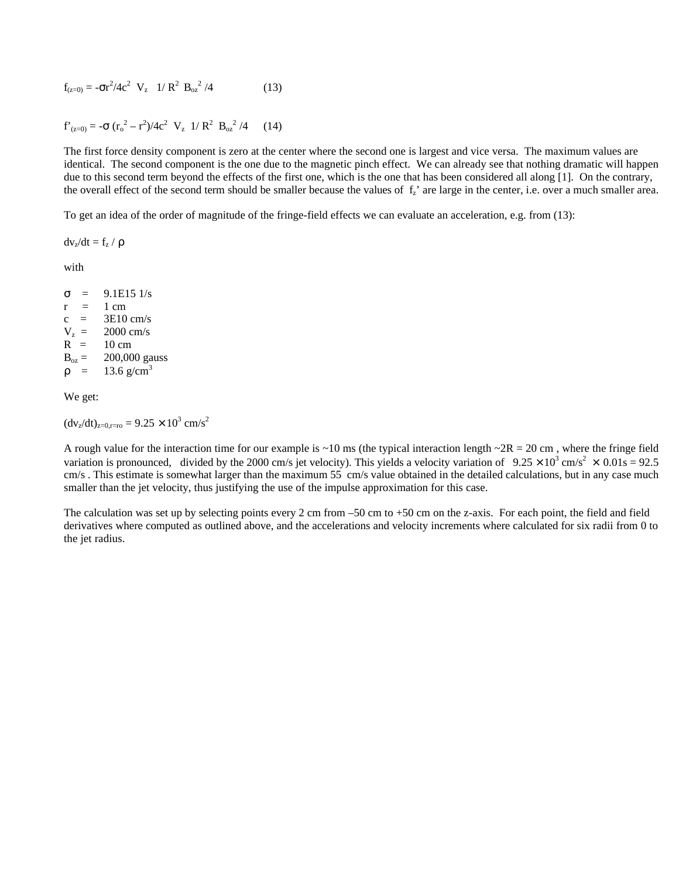$$f_{(z=0)} = -\sigma r^2/4c^2 \;\; V_z \;\;\; 1/R^2 \;\; B_{oz}^2 /4 \qquad (13)$$

$$f'_{(z=0)} = -\sigma \,(r_o^2 - r^2)/4c^2 \;\; V_z \;\; 1/R^2 \;\; B_{oz}^2 /4 \qquad (14)$$

The first force density component is zero at the center where the second one is largest and vice versa. The maximum values are identical. The second component is the one due to the magnetic pinch effect. We can already see that nothing dramatic will happen due to this second term beyond the effects of the first one, which is the one that has been considered all along [1]. On the contrary, the overall effect of the second term should be smaller because the values of $f_z'$ are large in the center, i.e. over a much smaller area.

To get an idea of the order of magnitude of the fringe-field effects we can evaluate an acceleration, e.g. from (13):

$dv_z/dt = f_z / \rho$

with

$\sigma$ = 9.1E15 1/s
$r$ = 1 cm
$c$ = 3E10 cm/s
$V_z$ = 2000 cm/s
$R$ = 10 cm
$B_{oz}$ = 200,000 gauss
$\rho$ = 13.6 g/cm$^3$

We get:

$(dv_z/dt)_{z=0,r=ro} = 9.25 \times 10^3$ cm/s$^2$

A rough value for the interaction time for our example is ~10 ms (the typical interaction length ~2R = 20 cm , where the fringe field variation is pronounced, divided by the 2000 cm/s jet velocity). This yields a velocity variation of $9.25 \times 10^3$ cm/s$^2$ $\times$ 0.01s = 92.5 cm/s . This estimate is somewhat larger than the maximum 55 cm/s value obtained in the detailed calculations, but in any case much smaller than the jet velocity, thus justifying the use of the impulse approximation for this case.

The calculation was set up by selecting points every 2 cm from –50 cm to +50 cm on the z-axis. For each point, the field and field derivatives where computed as outlined above, and the accelerations and velocity increments where calculated for six radii from 0 to the jet radius.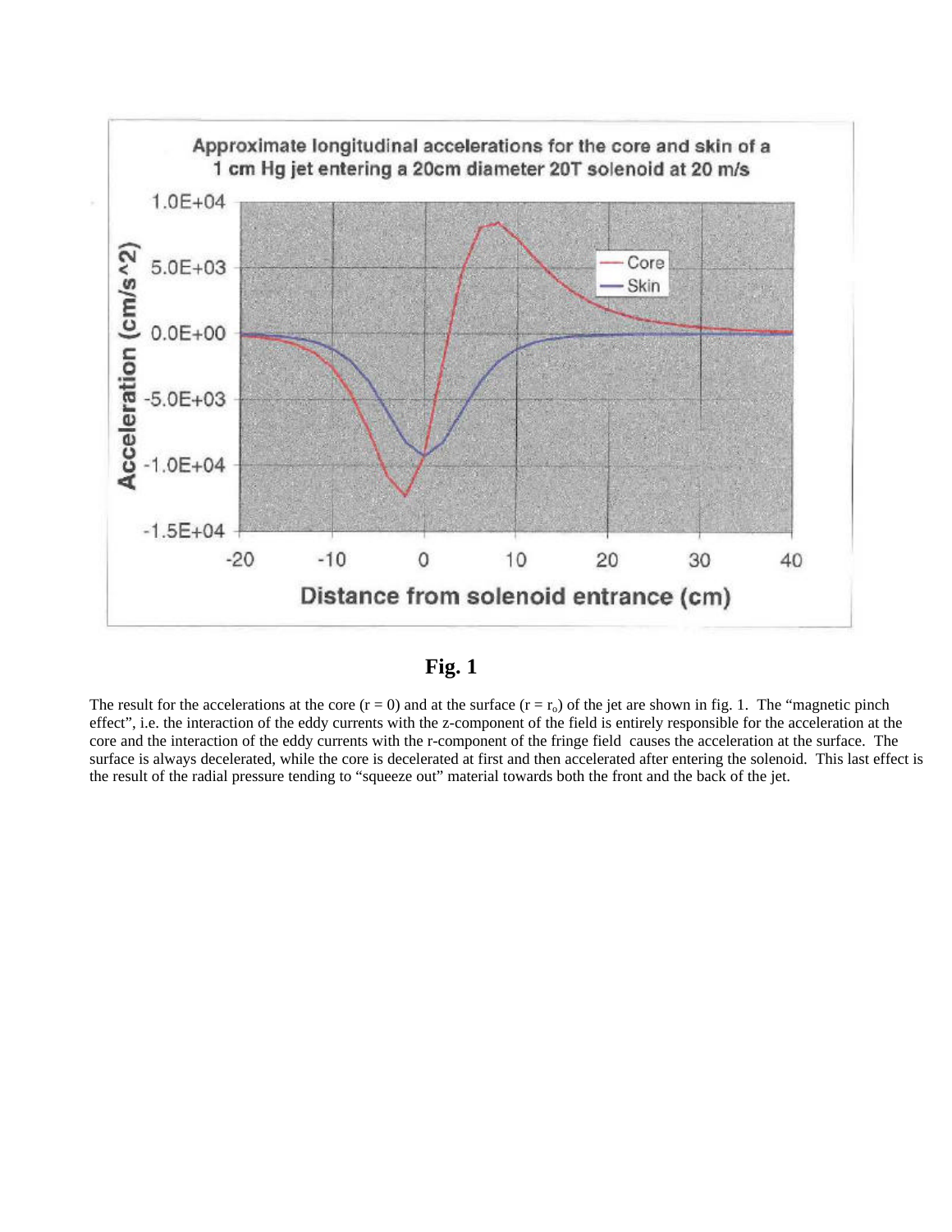**Fig. 1**

The result for the accelerations at the core ($r = 0$) and at the surface ($r = r_o$) of the jet are shown in fig. 1. The "magnetic pinch effect", i.e. the interaction of the eddy currents with the z-component of the field is entirely responsible for the acceleration at the core and the interaction of the eddy currents with the r-component of the fringe field causes the acceleration at the surface. The surface is always decelerated, while the core is decelerated at first and then accelerated after entering the solenoid. This last effect is the result of the radial pressure tending to "squeeze out" material towards both the front and the back of the jet.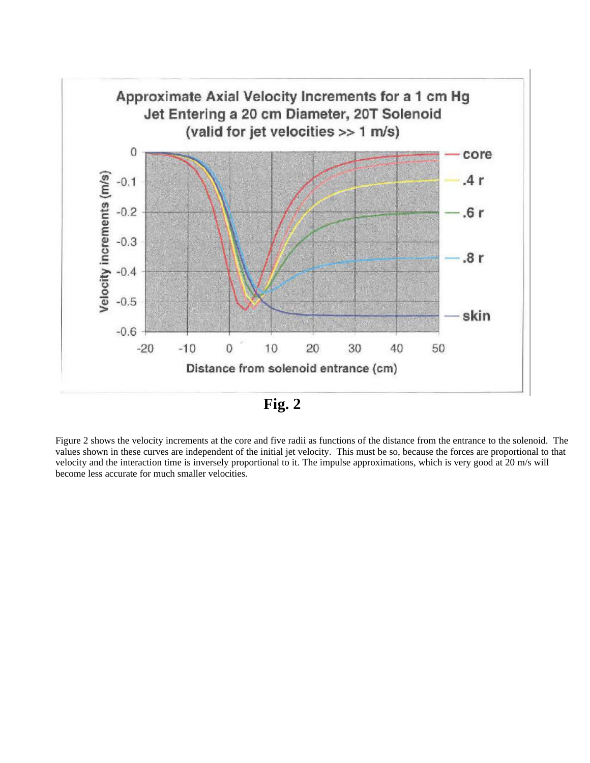**Fig. 2**

Figure 2 shows the velocity increments at the core and five radii as functions of the distance from the entrance to the solenoid. The values shown in these curves are independent of the initial jet velocity. This must be so, because the forces are proportional to that velocity and the interaction time is inversely proportional to it. The impulse approximations, which is very good at 20 m/s will become less accurate for much smaller velocities.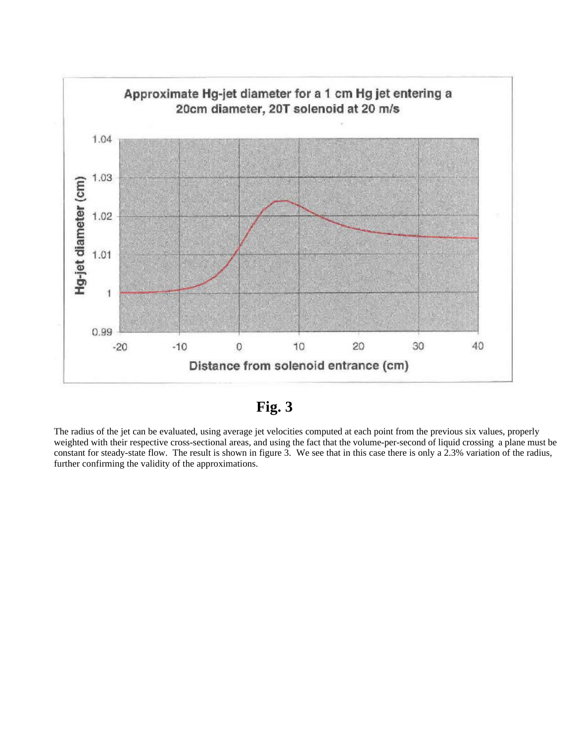**Fig. 3**

The radius of the jet can be evaluated, using average jet velocities computed at each point from the previous six values, properly weighted with their respective cross-sectional areas, and using the fact that the volume-per-second of liquid crossing a plane must be constant for steady-state flow. The result is shown in figure 3. We see that in this case there is only a 2.3% variation of the radius, further confirming the validity of the approximations.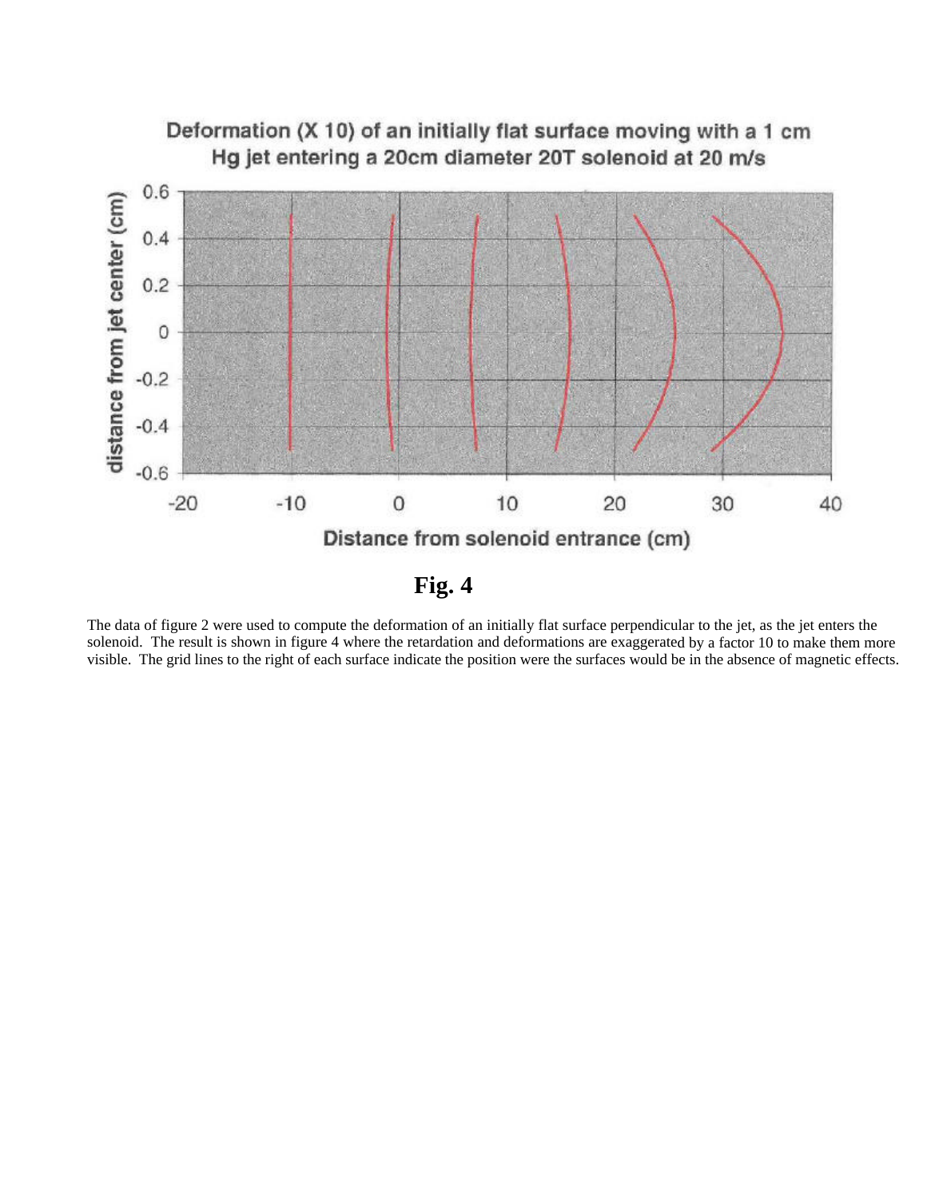**Fig. 4**

The data of figure 2 were used to compute the deformation of an initially flat surface perpendicular to the jet, as the jet enters the solenoid. The result is shown in figure 4 where the retardation and deformations are exaggerated by a factor 10 to make them more visible. The grid lines to the right of each surface indicate the position were the surfaces would be in the absence of magnetic effects.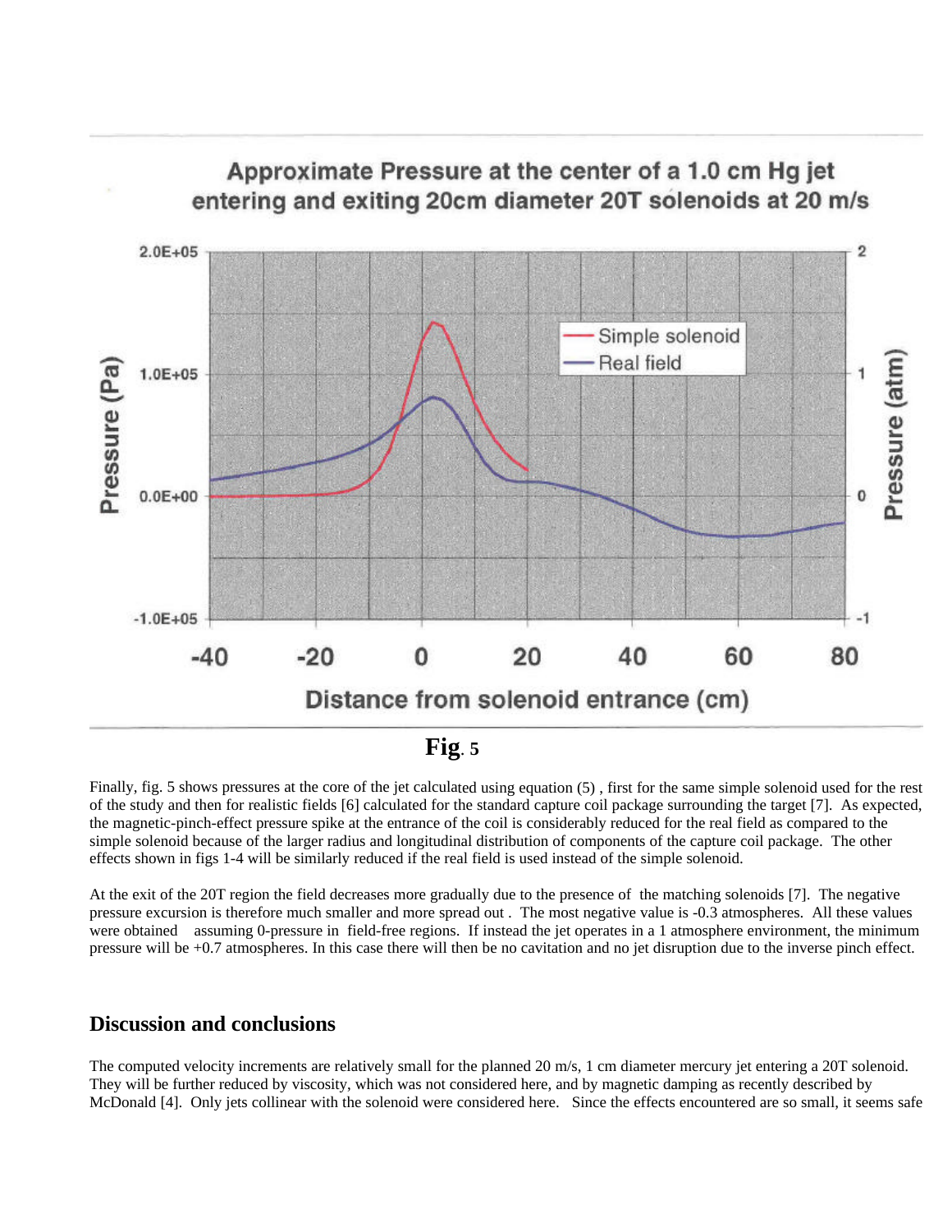Approximate Pressure at the center of a 1.0 cm Hg jet entering and exiting 20cm diameter 20T solenoids at 20 m/s

**Fig. 5**

Finally, fig. 5 shows pressures at the core of the jet calculated using equation (5) , first for the same simple solenoid used for the rest of the study and then for realistic fields [6] calculated for the standard capture coil package surrounding the target [7]. As expected, the magnetic-pinch-effect pressure spike at the entrance of the coil is considerably reduced for the real field as compared to the simple solenoid because of the larger radius and longitudinal distribution of components of the capture coil package. The other effects shown in figs 1-4 will be similarly reduced if the real field is used instead of the simple solenoid.

At the exit of the 20T region the field decreases more gradually due to the presence of the matching solenoids [7]. The negative pressure excursion is therefore much smaller and more spread out . The most negative value is -0.3 atmospheres. All these values were obtained assuming 0-pressure in field-free regions. If instead the jet operates in a 1 atmosphere environment, the minimum pressure will be +0.7 atmospheres. In this case there will then be no cavitation and no jet disruption due to the inverse pinch effect.

## Discussion and conclusions

The computed velocity increments are relatively small for the planned 20 m/s, 1 cm diameter mercury jet entering a 20T solenoid. They will be further reduced by viscosity, which was not considered here, and by magnetic damping as recently described by McDonald [4]. Only jets collinear with the solenoid were considered here. Since the effects encountered are so small, it seems safe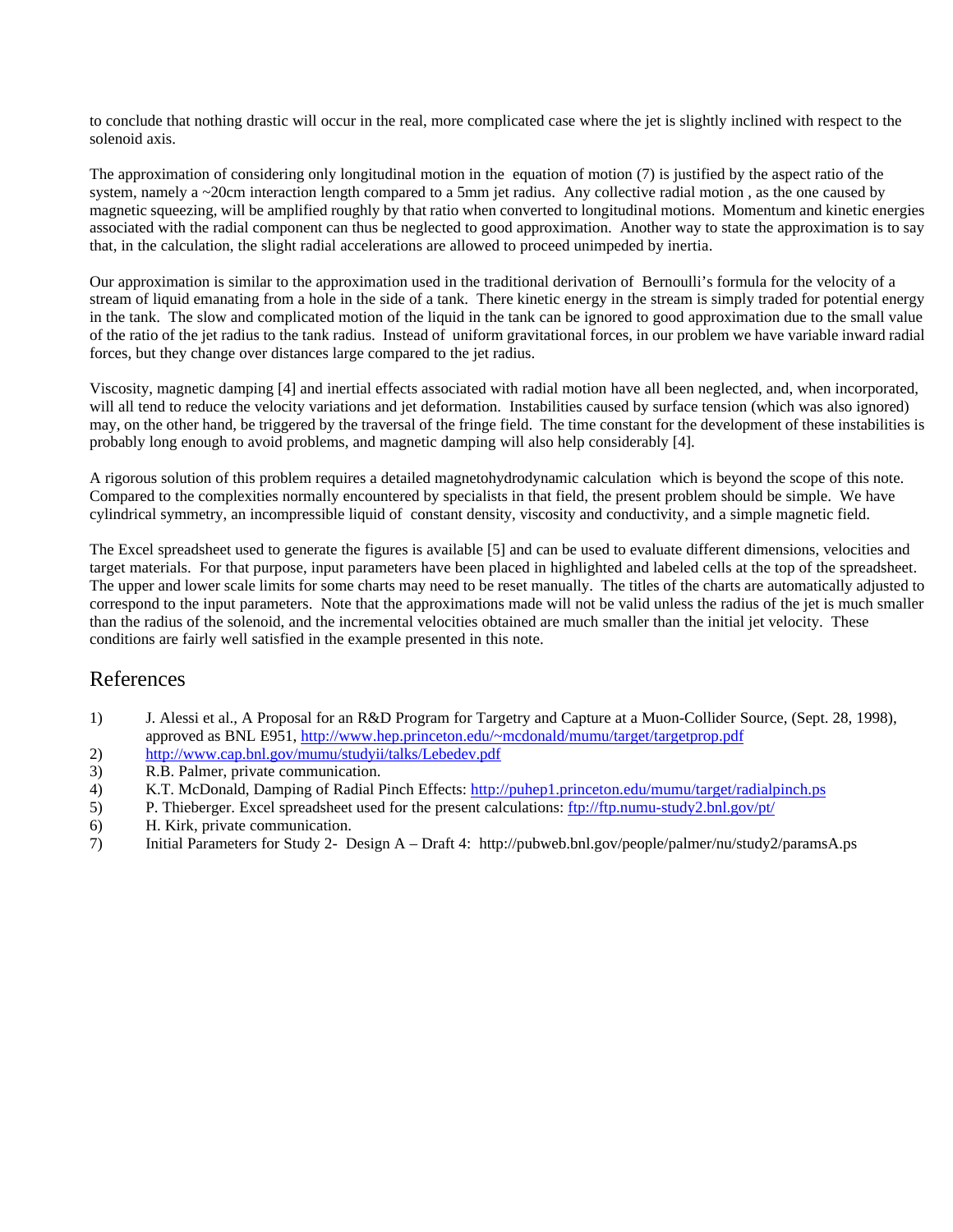to conclude that nothing drastic will occur in the real, more complicated case where the jet is slightly inclined with respect to the solenoid axis.

The approximation of considering only longitudinal motion in the equation of motion (7) is justified by the aspect ratio of the system, namely a ~20cm interaction length compared to a 5mm jet radius. Any collective radial motion , as the one caused by magnetic squeezing, will be amplified roughly by that ratio when converted to longitudinal motions. Momentum and kinetic energies associated with the radial component can thus be neglected to good approximation. Another way to state the approximation is to say that, in the calculation, the slight radial accelerations are allowed to proceed unimpeded by inertia.

Our approximation is similar to the approximation used in the traditional derivation of Bernoulli's formula for the velocity of a stream of liquid emanating from a hole in the side of a tank. There kinetic energy in the stream is simply traded for potential energy in the tank. The slow and complicated motion of the liquid in the tank can be ignored to good approximation due to the small value of the ratio of the jet radius to the tank radius. Instead of uniform gravitational forces, in our problem we have variable inward radial forces, but they change over distances large compared to the jet radius.

Viscosity, magnetic damping [4] and inertial effects associated with radial motion have all been neglected, and, when incorporated, will all tend to reduce the velocity variations and jet deformation. Instabilities caused by surface tension (which was also ignored) may, on the other hand, be triggered by the traversal of the fringe field. The time constant for the development of these instabilities is probably long enough to avoid problems, and magnetic damping will also help considerably [4].

A rigorous solution of this problem requires a detailed magnetohydrodynamic calculation which is beyond the scope of this note. Compared to the complexities normally encountered by specialists in that field, the present problem should be simple. We have cylindrical symmetry, an incompressible liquid of constant density, viscosity and conductivity, and a simple magnetic field.

The Excel spreadsheet used to generate the figures is available [5] and can be used to evaluate different dimensions, velocities and target materials. For that purpose, input parameters have been placed in highlighted and labeled cells at the top of the spreadsheet. The upper and lower scale limits for some charts may need to be reset manually. The titles of the charts are automatically adjusted to correspond to the input parameters. Note that the approximations made will not be valid unless the radius of the jet is much smaller than the radius of the solenoid, and the incremental velocities obtained are much smaller than the initial jet velocity. These conditions are fairly well satisfied in the example presented in this note.

## References

1) J. Alessi et al., A Proposal for an R&D Program for Targetry and Capture at a Muon-Collider Source, (Sept. 28, 1998), approved as BNL E951, http://www.hep.princeton.edu/~mcdonald/mumu/target/targetprop.pdf
2) http://www.cap.bnl.gov/mumu/studyii/talks/Lebedev.pdf
3) R.B. Palmer, private communication.
4) K.T. McDonald, Damping of Radial Pinch Effects: http://puhep1.princeton.edu/mumu/target/radialpinch.ps
5) P. Thieberger. Excel spreadsheet used for the present calculations: ftp://ftp.numu-study2.bnl.gov/pt/
6) H. Kirk, private communication.
7) Initial Parameters for Study 2- Design A – Draft 4: http://pubweb.bnl.gov/people/palmer/nu/study2/paramsA.ps